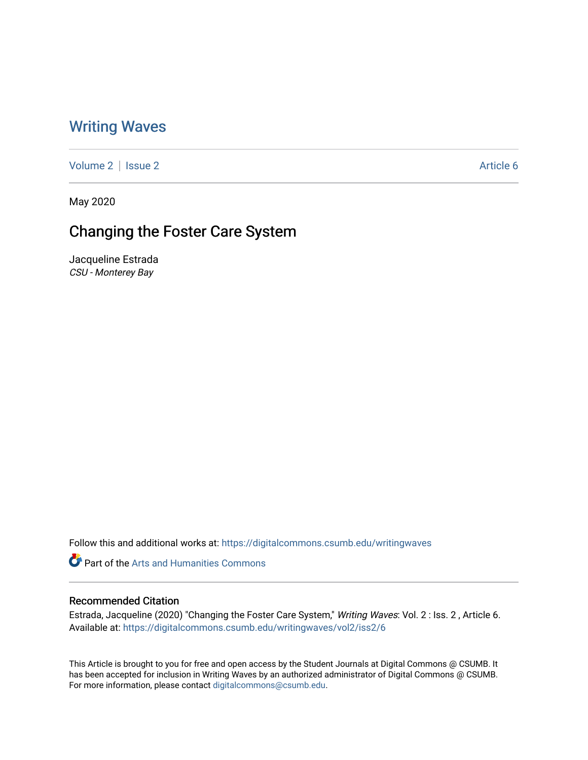# Writing Waves

Volume 2 | Issue 2 Article 6

May 2020

## Changing the Foster Care System

Jacqueline Estrada
*CSU - Monterey Bay*

Follow this and additional works at: https://digitalcommons.csumb.edu/writingwaves

Part of the Arts and Humanities Commons

### Recommended Citation

Estrada, Jacqueline (2020) "Changing the Foster Care System," *Writing Waves*: Vol. 2 : Iss. 2 , Article 6.
Available at: https://digitalcommons.csumb.edu/writingwaves/vol2/iss2/6

This Article is brought to you for free and open access by the Student Journals at Digital Commons @ CSUMB. It has been accepted for inclusion in Writing Waves by an authorized administrator of Digital Commons @ CSUMB. For more information, please contact digitalcommons@csumb.edu.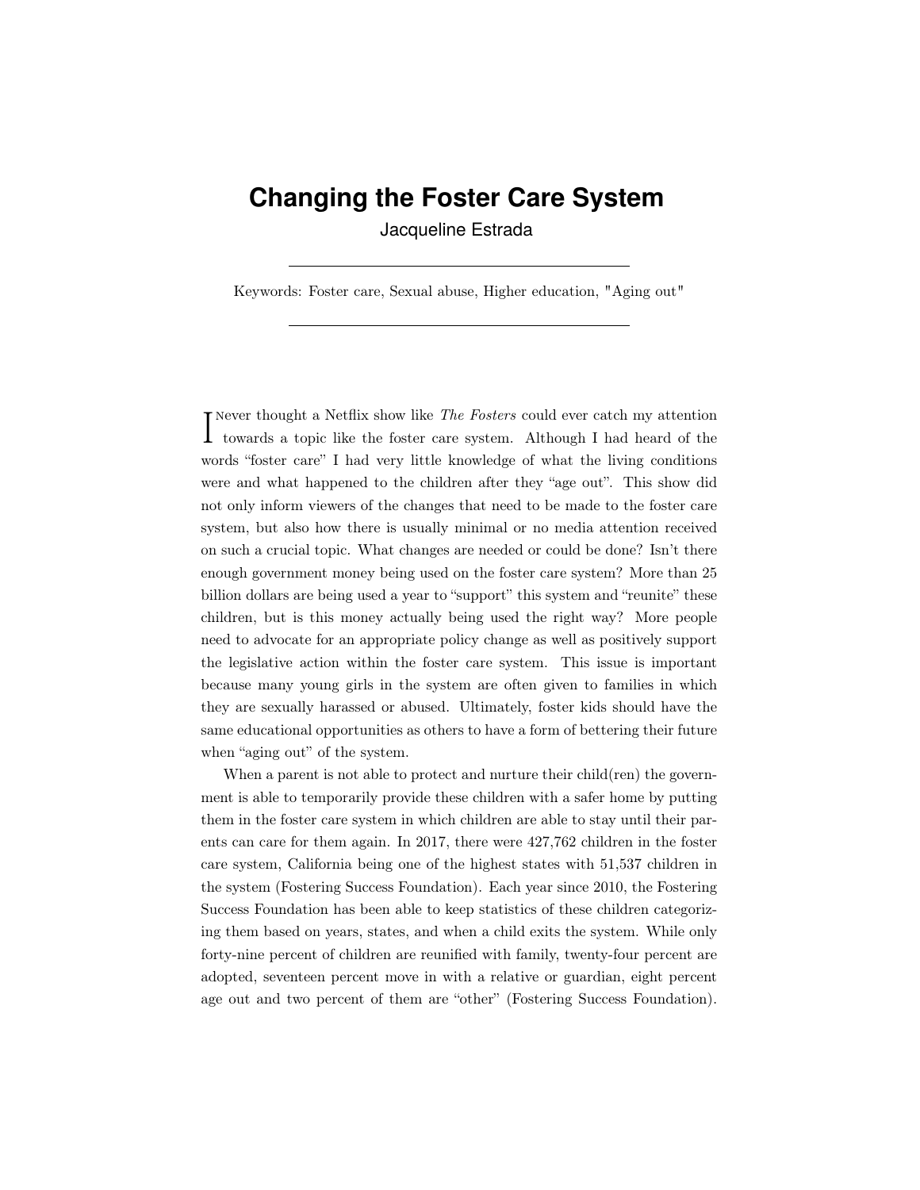// Changing the Foster Care System

# Changing the Foster Care System

Jacqueline Estrada

---

Keywords: Foster care, Sexual abuse, Higher education, "Aging out"

---

I Never thought a Netflix show like *The Fosters* could ever catch my attention towards a topic like the foster care system. Although I had heard of the words "foster care" I had very little knowledge of what the living conditions were and what happened to the children after they "age out". This show did not only inform viewers of the changes that need to be made to the foster care system, but also how there is usually minimal or no media attention received on such a crucial topic. What changes are needed or could be done? Isn't there enough government money being used on the foster care system? More than 25 billion dollars are being used a year to "support" this system and "reunite" these children, but is this money actually being used the right way? More people need to advocate for an appropriate policy change as well as positively support the legislative action within the foster care system. This issue is important because many young girls in the system are often given to families in which they are sexually harassed or abused. Ultimately, foster kids should have the same educational opportunities as others to have a form of bettering their future when "aging out" of the system.

When a parent is not able to protect and nurture their child(ren) the government is able to temporarily provide these children with a safer home by putting them in the foster care system in which children are able to stay until their parents can care for them again. In 2017, there were 427,762 children in the foster care system, California being one of the highest states with 51,537 children in the system (Fostering Success Foundation). Each year since 2010, the Fostering Success Foundation has been able to keep statistics of these children categorizing them based on years, states, and when a child exits the system. While only forty-nine percent of children are reunified with family, twenty-four percent are adopted, seventeen percent move in with a relative or guardian, eight percent age out and two percent of them are "other" (Fostering Success Foundation).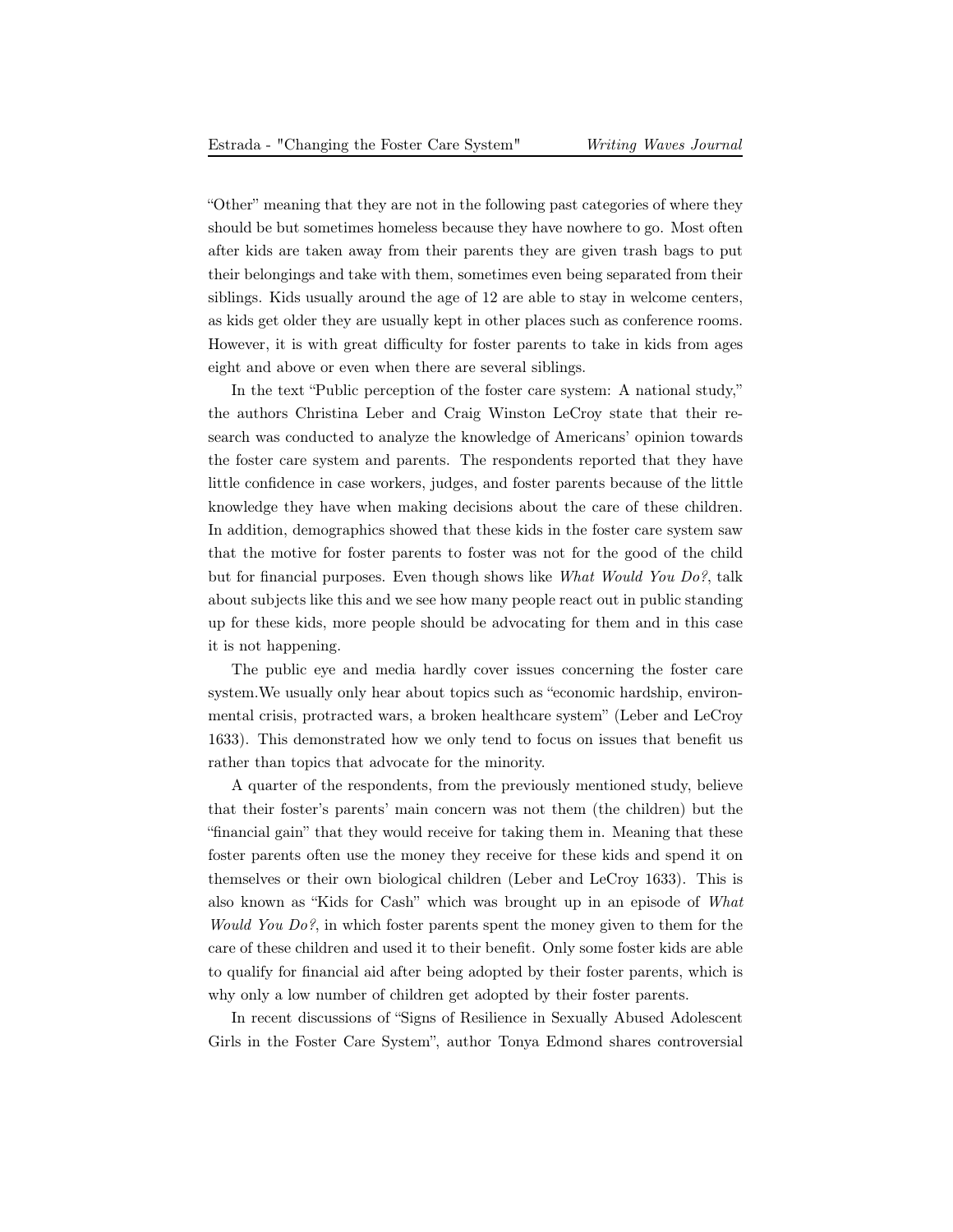"Other" meaning that they are not in the following past categories of where they should be but sometimes homeless because they have nowhere to go. Most often after kids are taken away from their parents they are given trash bags to put their belongings and take with them, sometimes even being separated from their siblings. Kids usually around the age of 12 are able to stay in welcome centers, as kids get older they are usually kept in other places such as conference rooms. However, it is with great difficulty for foster parents to take in kids from ages eight and above or even when there are several siblings.

In the text "Public perception of the foster care system: A national study," the authors Christina Leber and Craig Winston LeCroy state that their research was conducted to analyze the knowledge of Americans' opinion towards the foster care system and parents. The respondents reported that they have little confidence in case workers, judges, and foster parents because of the little knowledge they have when making decisions about the care of these children. In addition, demographics showed that these kids in the foster care system saw that the motive for foster parents to foster was not for the good of the child but for financial purposes. Even though shows like *What Would You Do?*, talk about subjects like this and we see how many people react out in public standing up for these kids, more people should be advocating for them and in this case it is not happening.

The public eye and media hardly cover issues concerning the foster care system.We usually only hear about topics such as "economic hardship, environmental crisis, protracted wars, a broken healthcare system" (Leber and LeCroy 1633). This demonstrated how we only tend to focus on issues that benefit us rather than topics that advocate for the minority.

A quarter of the respondents, from the previously mentioned study, believe that their foster's parents' main concern was not them (the children) but the "financial gain" that they would receive for taking them in. Meaning that these foster parents often use the money they receive for these kids and spend it on themselves or their own biological children (Leber and LeCroy 1633). This is also known as "Kids for Cash" which was brought up in an episode of *What Would You Do?*, in which foster parents spent the money given to them for the care of these children and used it to their benefit. Only some foster kids are able to qualify for financial aid after being adopted by their foster parents, which is why only a low number of children get adopted by their foster parents.

In recent discussions of "Signs of Resilience in Sexually Abused Adolescent Girls in the Foster Care System", author Tonya Edmond shares controversial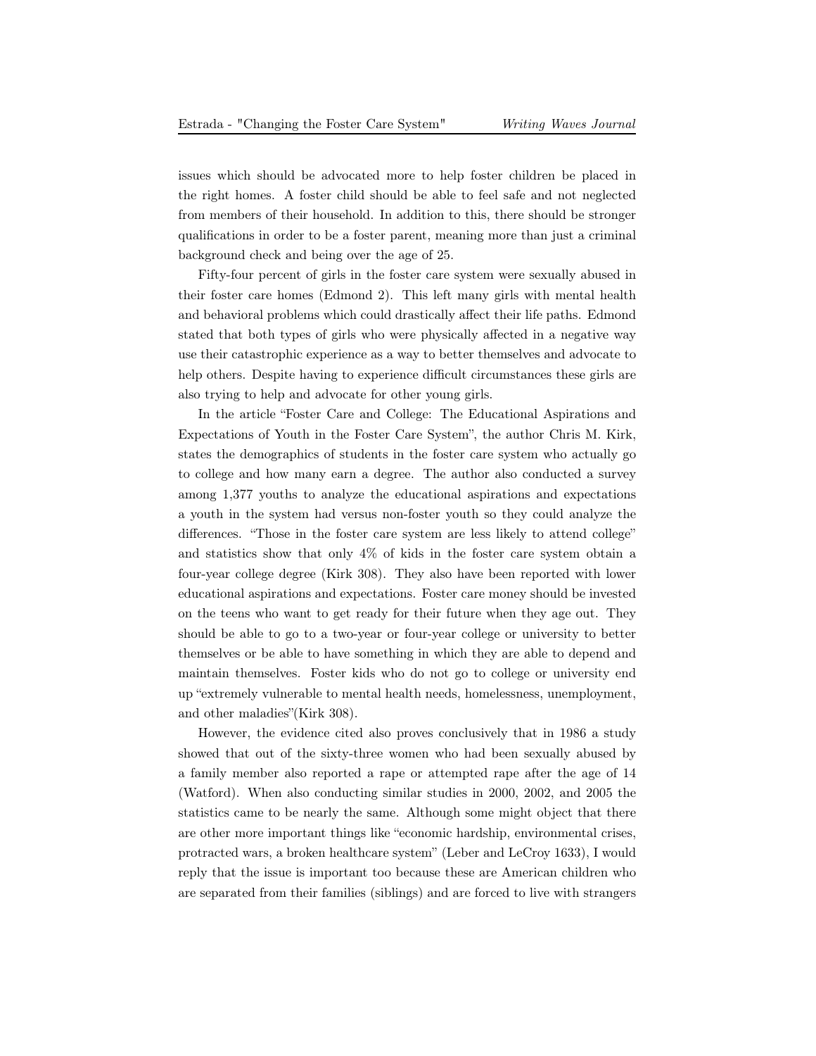issues which should be advocated more to help foster children be placed in the right homes. A foster child should be able to feel safe and not neglected from members of their household. In addition to this, there should be stronger qualifications in order to be a foster parent, meaning more than just a criminal background check and being over the age of 25.

Fifty-four percent of girls in the foster care system were sexually abused in their foster care homes (Edmond 2). This left many girls with mental health and behavioral problems which could drastically affect their life paths. Edmond stated that both types of girls who were physically affected in a negative way use their catastrophic experience as a way to better themselves and advocate to help others. Despite having to experience difficult circumstances these girls are also trying to help and advocate for other young girls.

In the article "Foster Care and College: The Educational Aspirations and Expectations of Youth in the Foster Care System", the author Chris M. Kirk, states the demographics of students in the foster care system who actually go to college and how many earn a degree. The author also conducted a survey among 1,377 youths to analyze the educational aspirations and expectations a youth in the system had versus non-foster youth so they could analyze the differences. "Those in the foster care system are less likely to attend college" and statistics show that only 4% of kids in the foster care system obtain a four-year college degree (Kirk 308). They also have been reported with lower educational aspirations and expectations. Foster care money should be invested on the teens who want to get ready for their future when they age out. They should be able to go to a two-year or four-year college or university to better themselves or be able to have something in which they are able to depend and maintain themselves. Foster kids who do not go to college or university end up "extremely vulnerable to mental health needs, homelessness, unemployment, and other maladies"(Kirk 308).

However, the evidence cited also proves conclusively that in 1986 a study showed that out of the sixty-three women who had been sexually abused by a family member also reported a rape or attempted rape after the age of 14 (Watford). When also conducting similar studies in 2000, 2002, and 2005 the statistics came to be nearly the same. Although some might object that there are other more important things like "economic hardship, environmental crises, protracted wars, a broken healthcare system" (Leber and LeCroy 1633), I would reply that the issue is important too because these are American children who are separated from their families (siblings) and are forced to live with strangers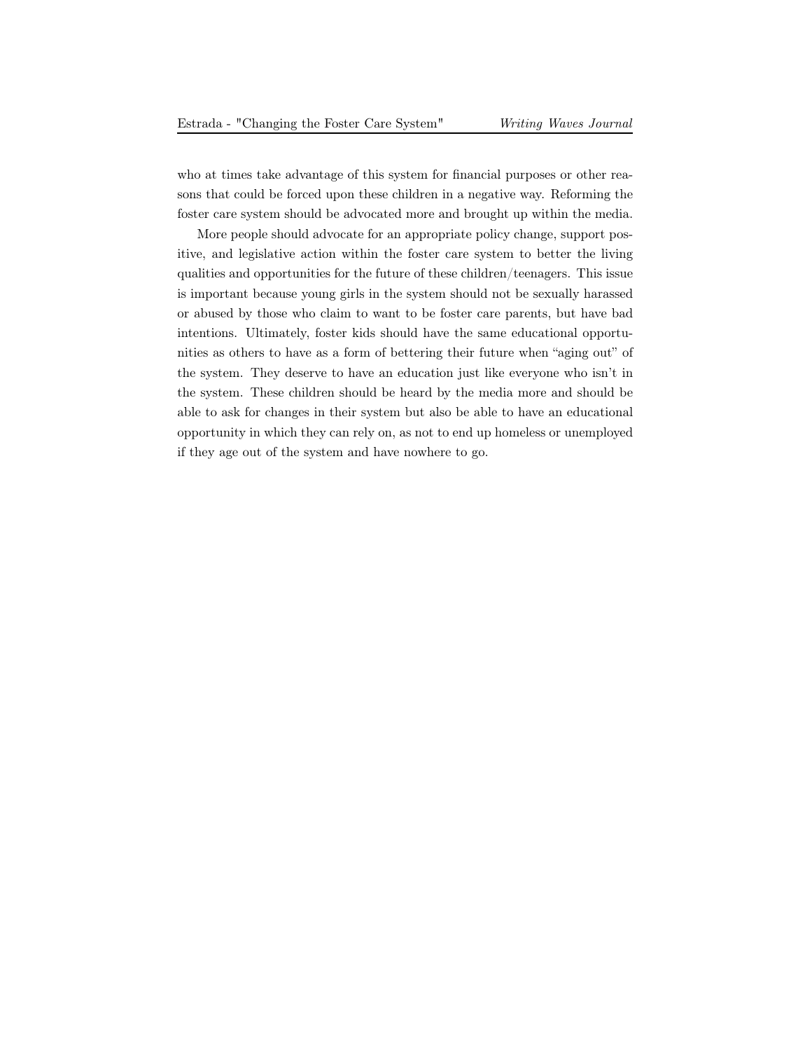who at times take advantage of this system for financial purposes or other reasons that could be forced upon these children in a negative way. Reforming the foster care system should be advocated more and brought up within the media.

More people should advocate for an appropriate policy change, support positive, and legislative action within the foster care system to better the living qualities and opportunities for the future of these children/teenagers. This issue is important because young girls in the system should not be sexually harassed or abused by those who claim to want to be foster care parents, but have bad intentions. Ultimately, foster kids should have the same educational opportunities as others to have as a form of bettering their future when "aging out" of the system. They deserve to have an education just like everyone who isn't in the system. These children should be heard by the media more and should be able to ask for changes in their system but also be able to have an educational opportunity in which they can rely on, as not to end up homeless or unemployed if they age out of the system and have nowhere to go.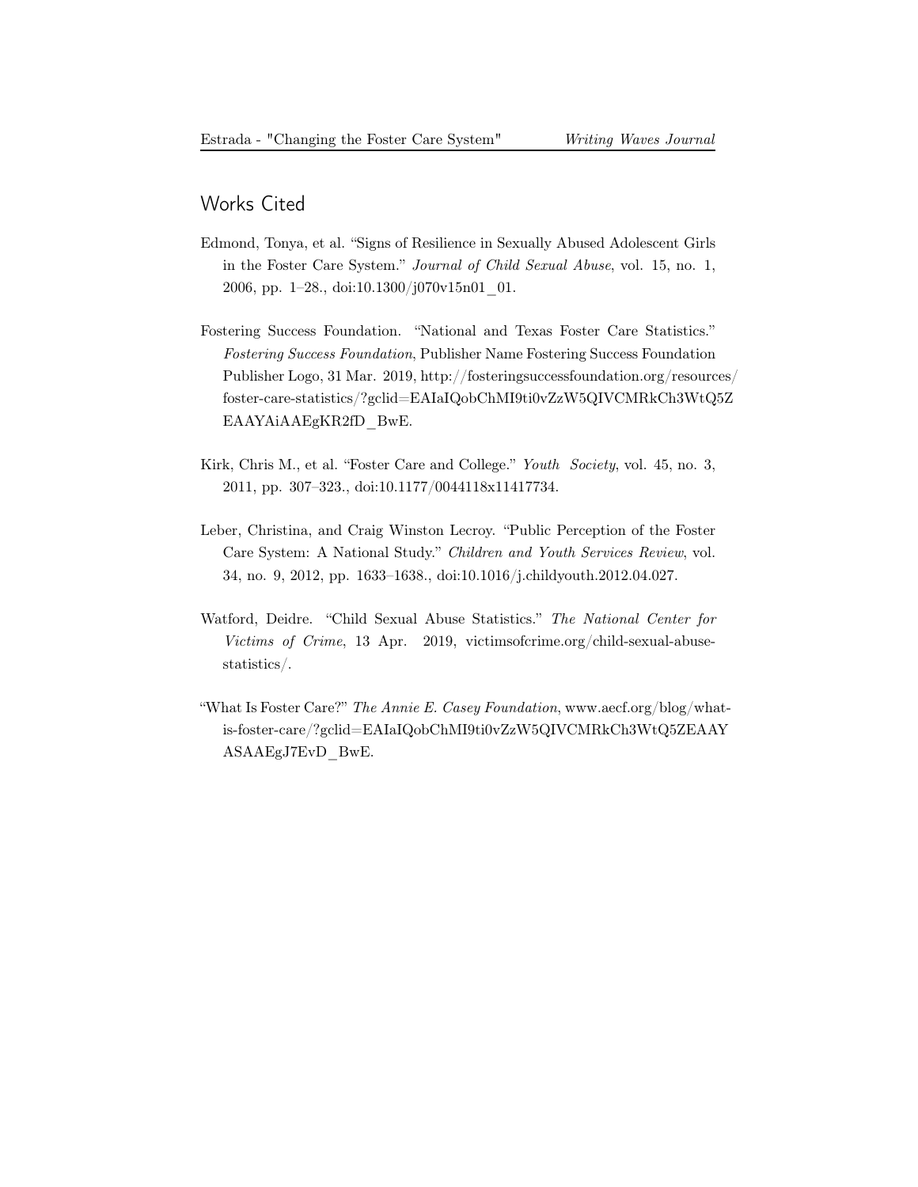## Works Cited

Edmond, Tonya, et al. "Signs of Resilience in Sexually Abused Adolescent Girls in the Foster Care System." *Journal of Child Sexual Abuse*, vol. 15, no. 1, 2006, pp. 1–28., doi:10.1300/j070v15n01_01.

Fostering Success Foundation. "National and Texas Foster Care Statistics." *Fostering Success Foundation*, Publisher Name Fostering Success Foundation Publisher Logo, 31 Mar. 2019, http://fosteringsuccessfoundation.org/resources/foster-care-statistics/?gclid=EAIaIQobChMI9ti0vZzW5QIVCMRkCh3WtQ5ZEAAYAiAAEgKR2fD_BwE.

Kirk, Chris M., et al. "Foster Care and College." *Youth Society*, vol. 45, no. 3, 2011, pp. 307–323., doi:10.1177/0044118x11417734.

Leber, Christina, and Craig Winston Lecroy. "Public Perception of the Foster Care System: A National Study." *Children and Youth Services Review*, vol. 34, no. 9, 2012, pp. 1633–1638., doi:10.1016/j.childyouth.2012.04.027.

Watford, Deidre. "Child Sexual Abuse Statistics." *The National Center for Victims of Crime*, 13 Apr. 2019, victimsofcrime.org/child-sexual-abuse-statistics/.

"What Is Foster Care?" *The Annie E. Casey Foundation*, www.aecf.org/blog/what-is-foster-care/?gclid=EAIaIQobChMI9ti0vZzW5QIVCMRkCh3WtQ5ZEAAYASAAEgJ7EvD_BwE.